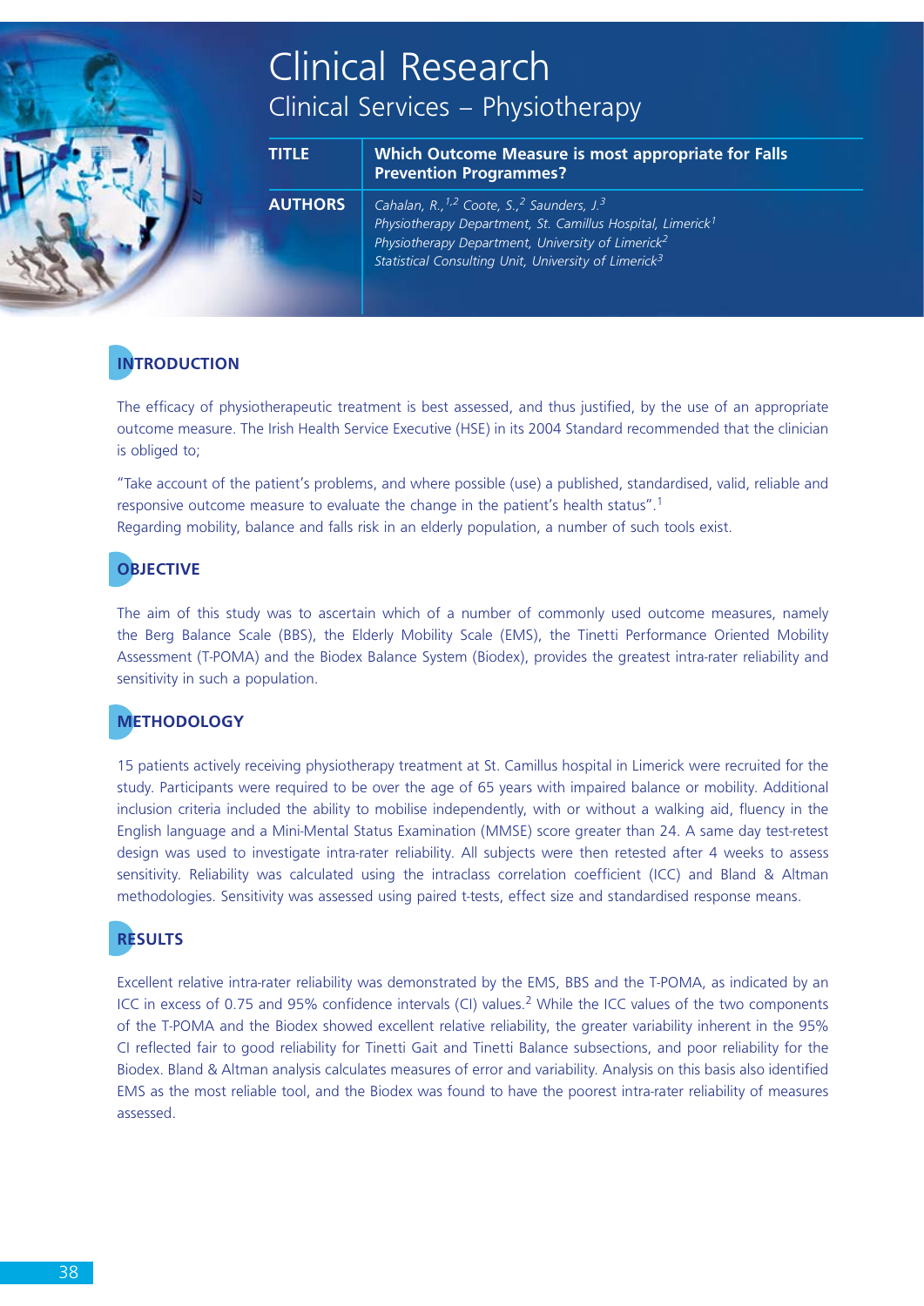# Clinical Research

## Clinical Services – Physiotherapy

| | |
|---|---|
| **TITLE** | **Which Outcome Measure is most appropriate for Falls Prevention Programmes?** |
| **AUTHORS** | *Cahalan, R.,[1,2] Coote, S.,[2] Saunders, J.[3]*<br>*Physiotherapy Department, St. Camillus Hospital, Limerick[1]*<br>*Physiotherapy Department, University of Limerick[2]*<br>*Statistical Consulting Unit, University of Limerick[3]* |

## INTRODUCTION

The efficacy of physiotherapeutic treatment is best assessed, and thus justified, by the use of an appropriate outcome measure. The Irish Health Service Executive (HSE) in its 2004 Standard recommended that the clinician is obliged to;

"Take account of the patient's problems, and where possible (use) a published, standardised, valid, reliable and responsive outcome measure to evaluate the change in the patient's health status".[1]
Regarding mobility, balance and falls risk in an elderly population, a number of such tools exist.

## OBJECTIVE

The aim of this study was to ascertain which of a number of commonly used outcome measures, namely the Berg Balance Scale (BBS), the Elderly Mobility Scale (EMS), the Tinetti Performance Oriented Mobility Assessment (T-POMA) and the Biodex Balance System (Biodex), provides the greatest intra-rater reliability and sensitivity in such a population.

## METHODOLOGY

15 patients actively receiving physiotherapy treatment at St. Camillus hospital in Limerick were recruited for the study. Participants were required to be over the age of 65 years with impaired balance or mobility. Additional inclusion criteria included the ability to mobilise independently, with or without a walking aid, fluency in the English language and a Mini-Mental Status Examination (MMSE) score greater than 24. A same day test-retest design was used to investigate intra-rater reliability. All subjects were then retested after 4 weeks to assess sensitivity. Reliability was calculated using the intraclass correlation coefficient (ICC) and Bland & Altman methodologies. Sensitivity was assessed using paired t-tests, effect size and standardised response means.

## RESULTS

Excellent relative intra-rater reliability was demonstrated by the EMS, BBS and the T-POMA, as indicated by an ICC in excess of 0.75 and 95% confidence intervals (CI) values.[2] While the ICC values of the two components of the T-POMA and the Biodex showed excellent relative reliability, the greater variability inherent in the 95% CI reflected fair to good reliability for Tinetti Gait and Tinetti Balance subsections, and poor reliability for the Biodex. Bland & Altman analysis calculates measures of error and variability. Analysis on this basis also identified EMS as the most reliable tool, and the Biodex was found to have the poorest intra-rater reliability of measures assessed.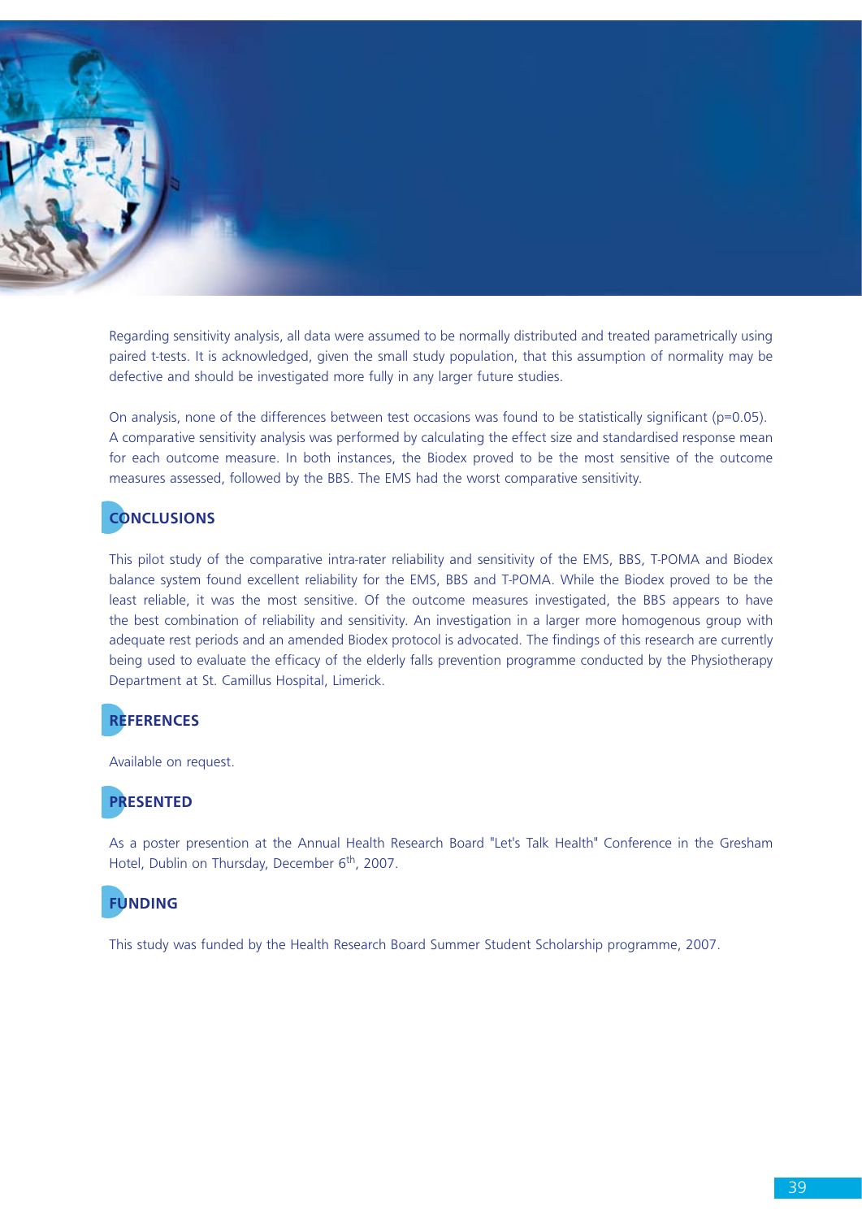Regarding sensitivity analysis, all data were assumed to be normally distributed and treated parametrically using paired t-tests. It is acknowledged, given the small study population, that this assumption of normality may be defective and should be investigated more fully in any larger future studies.

On analysis, none of the differences between test occasions was found to be statistically significant ($p=0.05$). A comparative sensitivity analysis was performed by calculating the effect size and standardised response mean for each outcome measure. In both instances, the Biodex proved to be the most sensitive of the outcome measures assessed, followed by the BBS. The EMS had the worst comparative sensitivity.

## CONCLUSIONS

This pilot study of the comparative intra-rater reliability and sensitivity of the EMS, BBS, T-POMA and Biodex balance system found excellent reliability for the EMS, BBS and T-POMA. While the Biodex proved to be the least reliable, it was the most sensitive. Of the outcome measures investigated, the BBS appears to have the best combination of reliability and sensitivity. An investigation in a larger more homogenous group with adequate rest periods and an amended Biodex protocol is advocated. The findings of this research are currently being used to evaluate the efficacy of the elderly falls prevention programme conducted by the Physiotherapy Department at St. Camillus Hospital, Limerick.

## REFERENCES

Available on request.

## PRESENTED

As a poster presention at the Annual Health Research Board "Let's Talk Health" Conference in the Gresham Hotel, Dublin on Thursday, December 6th, 2007.

## FUNDING

This study was funded by the Health Research Board Summer Student Scholarship programme, 2007.